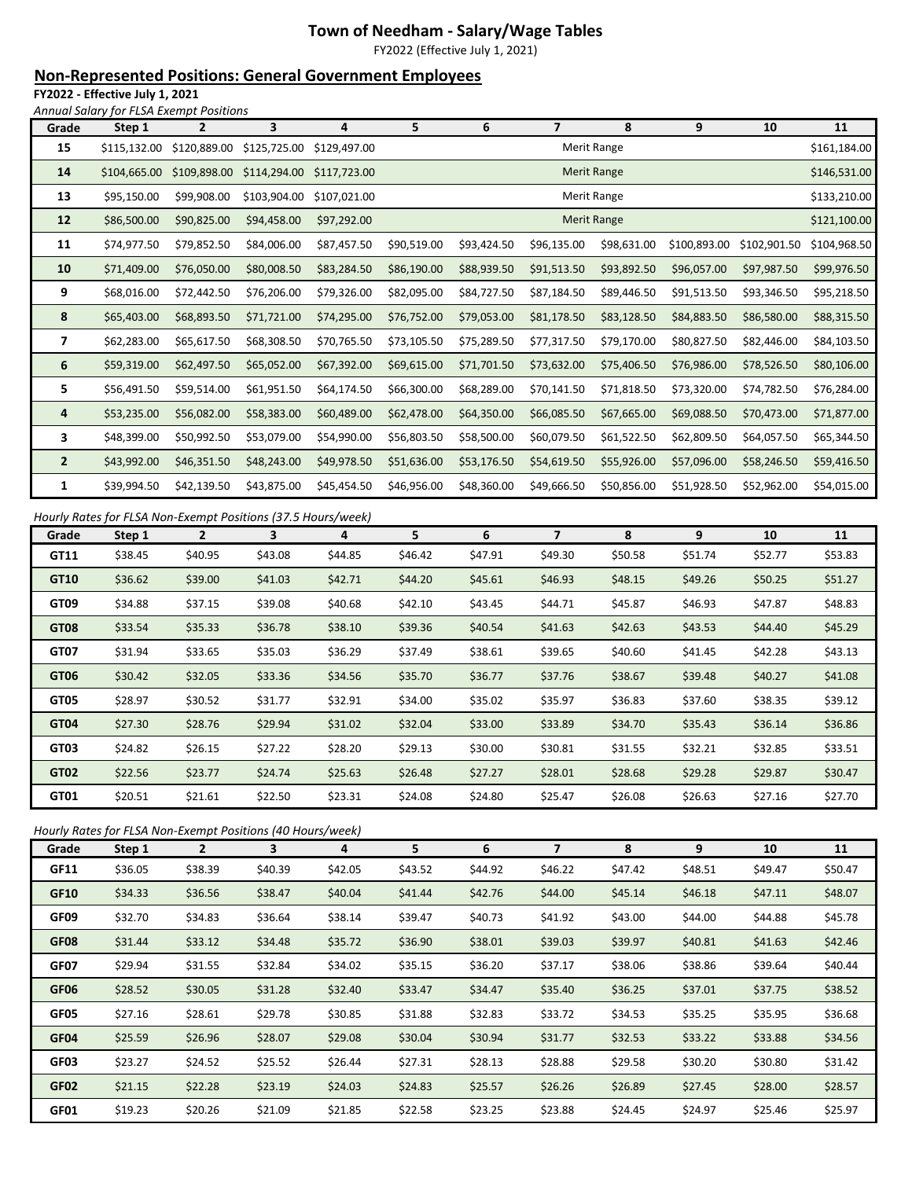# Town of Needham - Salary/Wage Tables

FY2022 (Effective July 1, 2021)

## Non-Represented Positions: General Government Employees

**FY2022 - Effective July 1, 2021**

*Annual Salary for FLSA Exempt Positions*

| Grade | Step 1 | 2 | 3 | 4 | 5 | 6 | 7 | 8 | 9 | 10 | 11 |
|---|---|---|---|---|---|---|---|---|---|---|---|
| 15 | $115,132.00 | $120,889.00 | $125,725.00 | $129,497.00 | | | Merit Range | | | | $161,184.00 |
| 14 | $104,665.00 | $109,898.00 | $114,294.00 | $117,723.00 | | | Merit Range | | | | $146,531.00 |
| 13 | $95,150.00 | $99,908.00 | $103,904.00 | $107,021.00 | | | Merit Range | | | | $133,210.00 |
| 12 | $86,500.00 | $90,825.00 | $94,458.00 | $97,292.00 | | | Merit Range | | | | $121,100.00 |
| 11 | $74,977.50 | $79,852.50 | $84,006.00 | $87,457.50 | $90,519.00 | $93,424.50 | $96,135.00 | $98,631.00 | $100,893.00 | $102,901.50 | $104,968.50 |
| 10 | $71,409.00 | $76,050.00 | $80,008.50 | $83,284.50 | $86,190.00 | $88,939.50 | $91,513.50 | $93,892.50 | $96,057.00 | $97,987.50 | $99,976.50 |
| 9 | $68,016.00 | $72,442.50 | $76,206.00 | $79,326.00 | $82,095.00 | $84,727.50 | $87,184.50 | $89,446.50 | $91,513.50 | $93,346.50 | $95,218.50 |
| 8 | $65,403.00 | $68,893.50 | $71,721.00 | $74,295.00 | $76,752.00 | $79,053.00 | $81,178.50 | $83,128.50 | $84,883.50 | $86,580.00 | $88,315.50 |
| 7 | $62,283.00 | $65,617.50 | $68,308.50 | $70,765.50 | $73,105.50 | $75,289.50 | $77,317.50 | $79,170.00 | $80,827.50 | $82,446.00 | $84,103.50 |
| 6 | $59,319.00 | $62,497.50 | $65,052.00 | $67,392.00 | $69,615.00 | $71,701.50 | $73,632.00 | $75,406.50 | $76,986.00 | $78,526.50 | $80,106.00 |
| 5 | $56,491.50 | $59,514.00 | $61,951.50 | $64,174.50 | $66,300.00 | $68,289.00 | $70,141.50 | $71,818.50 | $73,320.00 | $74,782.50 | $76,284.00 |
| 4 | $53,235.00 | $56,082.00 | $58,383.00 | $60,489.00 | $62,478.00 | $64,350.00 | $66,085.50 | $67,665.00 | $69,088.50 | $70,473.00 | $71,877.00 |
| 3 | $48,399.00 | $50,992.50 | $53,079.00 | $54,990.00 | $56,803.50 | $58,500.00 | $60,079.50 | $61,522.50 | $62,809.50 | $64,057.50 | $65,344.50 |
| 2 | $43,992.00 | $46,351.50 | $48,243.00 | $49,978.50 | $51,636.00 | $53,176.50 | $54,619.50 | $55,926.00 | $57,096.00 | $58,246.50 | $59,416.50 |
| 1 | $39,994.50 | $42,139.50 | $43,875.00 | $45,454.50 | $46,956.00 | $48,360.00 | $49,666.50 | $50,856.00 | $51,928.50 | $52,962.00 | $54,015.00 |

*Hourly Rates for FLSA Non-Exempt Positions (37.5 Hours/week)*

| Grade | Step 1 | 2 | 3 | 4 | 5 | 6 | 7 | 8 | 9 | 10 | 11 |
|---|---|---|---|---|---|---|---|---|---|---|---|
| GT11 | $38.45 | $40.95 | $43.08 | $44.85 | $46.42 | $47.91 | $49.30 | $50.58 | $51.74 | $52.77 | $53.83 |
| GT10 | $36.62 | $39.00 | $41.03 | $42.71 | $44.20 | $45.61 | $46.93 | $48.15 | $49.26 | $50.25 | $51.27 |
| GT09 | $34.88 | $37.15 | $39.08 | $40.68 | $42.10 | $43.45 | $44.71 | $45.87 | $46.93 | $47.87 | $48.83 |
| GT08 | $33.54 | $35.33 | $36.78 | $38.10 | $39.36 | $40.54 | $41.63 | $42.63 | $43.53 | $44.40 | $45.29 |
| GT07 | $31.94 | $33.65 | $35.03 | $36.29 | $37.49 | $38.61 | $39.65 | $40.60 | $41.45 | $42.28 | $43.13 |
| GT06 | $30.42 | $32.05 | $33.36 | $34.56 | $35.70 | $36.77 | $37.76 | $38.67 | $39.48 | $40.27 | $41.08 |
| GT05 | $28.97 | $30.52 | $31.77 | $32.91 | $34.00 | $35.02 | $35.97 | $36.83 | $37.60 | $38.35 | $39.12 |
| GT04 | $27.30 | $28.76 | $29.94 | $31.02 | $32.04 | $33.00 | $33.89 | $34.70 | $35.43 | $36.14 | $36.86 |
| GT03 | $24.82 | $26.15 | $27.22 | $28.20 | $29.13 | $30.00 | $30.81 | $31.55 | $32.21 | $32.85 | $33.51 |
| GT02 | $22.56 | $23.77 | $24.74 | $25.63 | $26.48 | $27.27 | $28.01 | $28.68 | $29.28 | $29.87 | $30.47 |
| GT01 | $20.51 | $21.61 | $22.50 | $23.31 | $24.08 | $24.80 | $25.47 | $26.08 | $26.63 | $27.16 | $27.70 |

*Hourly Rates for FLSA Non-Exempt Positions (40 Hours/week)*

| Grade | Step 1 | 2 | 3 | 4 | 5 | 6 | 7 | 8 | 9 | 10 | 11 |
|---|---|---|---|---|---|---|---|---|---|---|---|
| GF11 | $36.05 | $38.39 | $40.39 | $42.05 | $43.52 | $44.92 | $46.22 | $47.42 | $48.51 | $49.47 | $50.47 |
| GF10 | $34.33 | $36.56 | $38.47 | $40.04 | $41.44 | $42.76 | $44.00 | $45.14 | $46.18 | $47.11 | $48.07 |
| GF09 | $32.70 | $34.83 | $36.64 | $38.14 | $39.47 | $40.73 | $41.92 | $43.00 | $44.00 | $44.88 | $45.78 |
| GF08 | $31.44 | $33.12 | $34.48 | $35.72 | $36.90 | $38.01 | $39.03 | $39.97 | $40.81 | $41.63 | $42.46 |
| GF07 | $29.94 | $31.55 | $32.84 | $34.02 | $35.15 | $36.20 | $37.17 | $38.06 | $38.86 | $39.64 | $40.44 |
| GF06 | $28.52 | $30.05 | $31.28 | $32.40 | $33.47 | $34.47 | $35.40 | $36.25 | $37.01 | $37.75 | $38.52 |
| GF05 | $27.16 | $28.61 | $29.78 | $30.85 | $31.88 | $32.83 | $33.72 | $34.53 | $35.25 | $35.95 | $36.68 |
| GF04 | $25.59 | $26.96 | $28.07 | $29.08 | $30.04 | $30.94 | $31.77 | $32.53 | $33.22 | $33.88 | $34.56 |
| GF03 | $23.27 | $24.52 | $25.52 | $26.44 | $27.31 | $28.13 | $28.88 | $29.58 | $30.20 | $30.80 | $31.42 |
| GF02 | $21.15 | $22.28 | $23.19 | $24.03 | $24.83 | $25.57 | $26.26 | $26.89 | $27.45 | $28.00 | $28.57 |
| GF01 | $19.23 | $20.26 | $21.09 | $21.85 | $22.58 | $23.25 | $23.88 | $24.45 | $24.97 | $25.46 | $25.97 |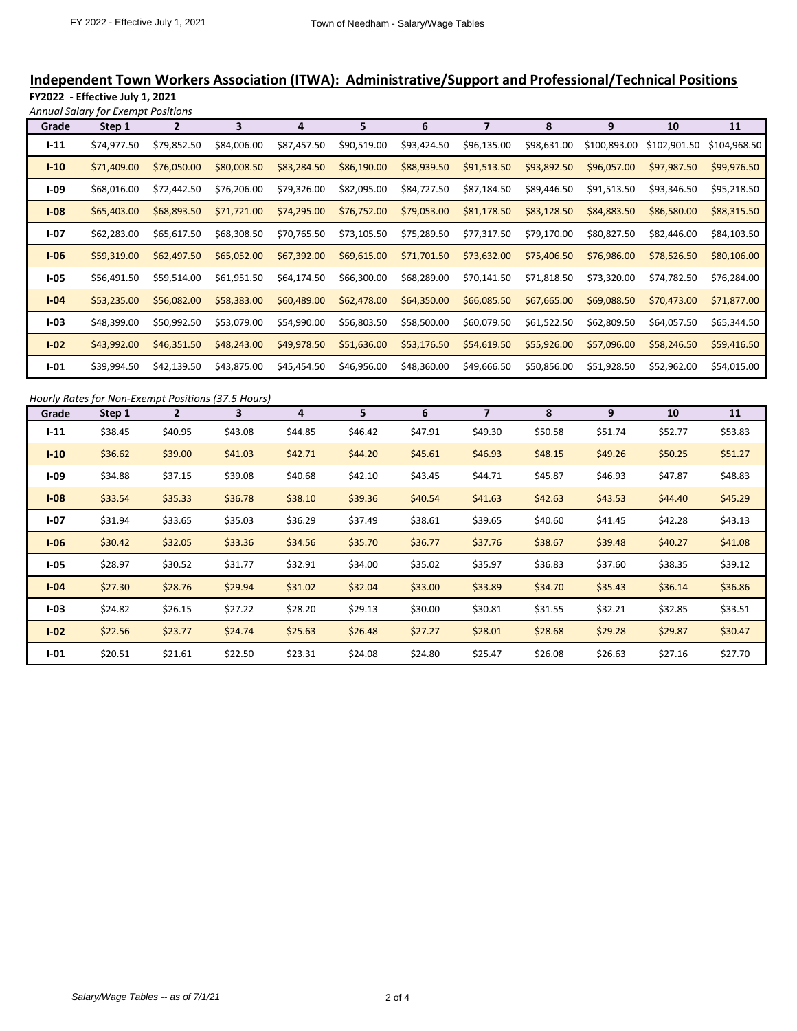## Independent Town Workers Association (ITWA): Administrative/Support and Professional/Technical Positions

**FY2022 - Effective July 1, 2021**

*Annual Salary for Exempt Positions*

| Grade | Step 1 | 2 | 3 | 4 | 5 | 6 | 7 | 8 | 9 | 10 | 11 |
|---|---|---|---|---|---|---|---|---|---|---|---|
| **I-11** | $74,977.50 | $79,852.50 | $84,006.00 | $87,457.50 | $90,519.00 | $93,424.50 | $96,135.00 | $98,631.00 | $100,893.00 | $102,901.50 | $104,968.50 |
| **I-10** | $71,409.00 | $76,050.00 | $80,008.50 | $83,284.50 | $86,190.00 | $88,939.50 | $91,513.50 | $93,892.50 | $96,057.00 | $97,987.50 | $99,976.50 |
| **I-09** | $68,016.00 | $72,442.50 | $76,206.00 | $79,326.00 | $82,095.00 | $84,727.50 | $87,184.50 | $89,446.50 | $91,513.50 | $93,346.50 | $95,218.50 |
| **I-08** | $65,403.00 | $68,893.50 | $71,721.00 | $74,295.00 | $76,752.00 | $79,053.00 | $81,178.50 | $83,128.50 | $84,883.50 | $86,580.00 | $88,315.50 |
| **I-07** | $62,283.00 | $65,617.50 | $68,308.50 | $70,765.50 | $73,105.50 | $75,289.50 | $77,317.50 | $79,170.00 | $80,827.50 | $82,446.00 | $84,103.50 |
| **I-06** | $59,319.00 | $62,497.50 | $65,052.00 | $67,392.00 | $69,615.00 | $71,701.50 | $73,632.00 | $75,406.50 | $76,986.00 | $78,526.50 | $80,106.00 |
| **I-05** | $56,491.50 | $59,514.00 | $61,951.50 | $64,174.50 | $66,300.00 | $68,289.00 | $70,141.50 | $71,818.50 | $73,320.00 | $74,782.50 | $76,284.00 |
| **I-04** | $53,235.00 | $56,082.00 | $58,383.00 | $60,489.00 | $62,478.00 | $64,350.00 | $66,085.50 | $67,665.00 | $69,088.50 | $70,473.00 | $71,877.00 |
| **I-03** | $48,399.00 | $50,992.50 | $53,079.00 | $54,990.00 | $56,803.50 | $58,500.00 | $60,079.50 | $61,522.50 | $62,809.50 | $64,057.50 | $65,344.50 |
| **I-02** | $43,992.00 | $46,351.50 | $48,243.00 | $49,978.50 | $51,636.00 | $53,176.50 | $54,619.50 | $55,926.00 | $57,096.00 | $58,246.50 | $59,416.50 |
| **I-01** | $39,994.50 | $42,139.50 | $43,875.00 | $45,454.50 | $46,956.00 | $48,360.00 | $49,666.50 | $50,856.00 | $51,928.50 | $52,962.00 | $54,015.00 |

*Hourly Rates for Non-Exempt Positions (37.5 Hours)*

| Grade | Step 1 | 2 | 3 | 4 | 5 | 6 | 7 | 8 | 9 | 10 | 11 |
|---|---|---|---|---|---|---|---|---|---|---|---|
| **I-11** | $38.45 | $40.95 | $43.08 | $44.85 | $46.42 | $47.91 | $49.30 | $50.58 | $51.74 | $52.77 | $53.83 |
| **I-10** | $36.62 | $39.00 | $41.03 | $42.71 | $44.20 | $45.61 | $46.93 | $48.15 | $49.26 | $50.25 | $51.27 |
| **I-09** | $34.88 | $37.15 | $39.08 | $40.68 | $42.10 | $43.45 | $44.71 | $45.87 | $46.93 | $47.87 | $48.83 |
| **I-08** | $33.54 | $35.33 | $36.78 | $38.10 | $39.36 | $40.54 | $41.63 | $42.63 | $43.53 | $44.40 | $45.29 |
| **I-07** | $31.94 | $33.65 | $35.03 | $36.29 | $37.49 | $38.61 | $39.65 | $40.60 | $41.45 | $42.28 | $43.13 |
| **I-06** | $30.42 | $32.05 | $33.36 | $34.56 | $35.70 | $36.77 | $37.76 | $38.67 | $39.48 | $40.27 | $41.08 |
| **I-05** | $28.97 | $30.52 | $31.77 | $32.91 | $34.00 | $35.02 | $35.97 | $36.83 | $37.60 | $38.35 | $39.12 |
| **I-04** | $27.30 | $28.76 | $29.94 | $31.02 | $32.04 | $33.00 | $33.89 | $34.70 | $35.43 | $36.14 | $36.86 |
| **I-03** | $24.82 | $26.15 | $27.22 | $28.20 | $29.13 | $30.00 | $30.81 | $31.55 | $32.21 | $32.85 | $33.51 |
| **I-02** | $22.56 | $23.77 | $24.74 | $25.63 | $26.48 | $27.27 | $28.01 | $28.68 | $29.28 | $29.87 | $30.47 |
| **I-01** | $20.51 | $21.61 | $22.50 | $23.31 | $24.08 | $24.80 | $25.47 | $26.08 | $26.63 | $27.16 | $27.70 |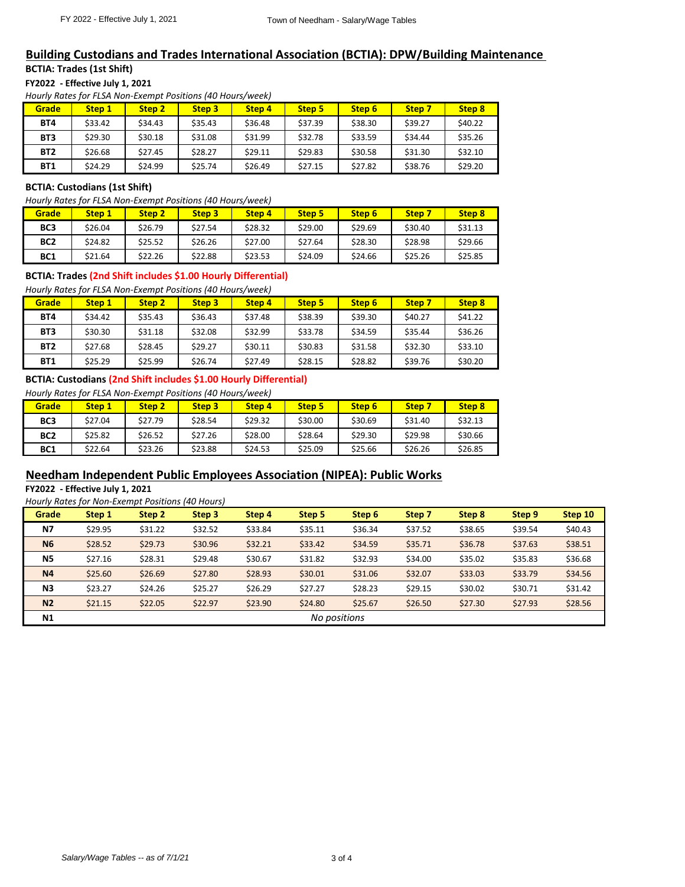## Building Custodians and Trades International Association (BCTIA): DPW/Building Maintenance

**BCTIA: Trades (1st Shift)**

**FY2022 - Effective July 1, 2021**

*Hourly Rates for FLSA Non-Exempt Positions (40 Hours/week)*

| Grade | Step 1 | Step 2 | Step 3 | Step 4 | Step 5 | Step 6 | Step 7 | Step 8 |
|---|---|---|---|---|---|---|---|---|
| BT4 | $33.42 | $34.43 | $35.43 | $36.48 | $37.39 | $38.30 | $39.27 | $40.22 |
| BT3 | $29.30 | $30.18 | $31.08 | $31.99 | $32.78 | $33.59 | $34.44 | $35.26 |
| BT2 | $26.68 | $27.45 | $28.27 | $29.11 | $29.83 | $30.58 | $31.30 | $32.10 |
| BT1 | $24.29 | $24.99 | $25.74 | $26.49 | $27.15 | $27.82 | $38.76 | $29.20 |

**BCTIA: Custodians (1st Shift)**

*Hourly Rates for FLSA Non-Exempt Positions (40 Hours/week)*

| Grade | Step 1 | Step 2 | Step 3 | Step 4 | Step 5 | Step 6 | Step 7 | Step 8 |
|---|---|---|---|---|---|---|---|---|
| BC3 | $26.04 | $26.79 | $27.54 | $28.32 | $29.00 | $29.69 | $30.40 | $31.13 |
| BC2 | $24.82 | $25.52 | $26.26 | $27.00 | $27.64 | $28.30 | $28.98 | $29.66 |
| BC1 | $21.64 | $22.26 | $22.88 | $23.53 | $24.09 | $24.66 | $25.26 | $25.85 |

**BCTIA: Trades (2nd Shift includes $1.00 Hourly Differential)**

*Hourly Rates for FLSA Non-Exempt Positions (40 Hours/week)*

| Grade | Step 1 | Step 2 | Step 3 | Step 4 | Step 5 | Step 6 | Step 7 | Step 8 |
|---|---|---|---|---|---|---|---|---|
| BT4 | $34.42 | $35.43 | $36.43 | $37.48 | $38.39 | $39.30 | $40.27 | $41.22 |
| BT3 | $30.30 | $31.18 | $32.08 | $32.99 | $33.78 | $34.59 | $35.44 | $36.26 |
| BT2 | $27.68 | $28.45 | $29.27 | $30.11 | $30.83 | $31.58 | $32.30 | $33.10 |
| BT1 | $25.29 | $25.99 | $26.74 | $27.49 | $28.15 | $28.82 | $39.76 | $30.20 |

**BCTIA: Custodians (2nd Shift includes $1.00 Hourly Differential)**

*Hourly Rates for FLSA Non-Exempt Positions (40 Hours/week)*

| Grade | Step 1 | Step 2 | Step 3 | Step 4 | Step 5 | Step 6 | Step 7 | Step 8 |
|---|---|---|---|---|---|---|---|---|
| BC3 | $27.04 | $27.79 | $28.54 | $29.32 | $30.00 | $30.69 | $31.40 | $32.13 |
| BC2 | $25.82 | $26.52 | $27.26 | $28.00 | $28.64 | $29.30 | $29.98 | $30.66 |
| BC1 | $22.64 | $23.26 | $23.88 | $24.53 | $25.09 | $25.66 | $26.26 | $26.85 |

## Needham Independent Public Employees Association (NIPEA): Public Works

**FY2022 - Effective July 1, 2021**

*Hourly Rates for Non-Exempt Positions (40 Hours)*

| Grade | Step 1 | Step 2 | Step 3 | Step 4 | Step 5 | Step 6 | Step 7 | Step 8 | Step 9 | Step 10 |
|---|---|---|---|---|---|---|---|---|---|---|
| N7 | $29.95 | $31.22 | $32.52 | $33.84 | $35.11 | $36.34 | $37.52 | $38.65 | $39.54 | $40.43 |
| N6 | $28.52 | $29.73 | $30.96 | $32.21 | $33.42 | $34.59 | $35.71 | $36.78 | $37.63 | $38.51 |
| N5 | $27.16 | $28.31 | $29.48 | $30.67 | $31.82 | $32.93 | $34.00 | $35.02 | $35.83 | $36.68 |
| N4 | $25.60 | $26.69 | $27.80 | $28.93 | $30.01 | $31.06 | $32.07 | $33.03 | $33.79 | $34.56 |
| N3 | $23.27 | $24.26 | $25.27 | $26.29 | $27.27 | $28.23 | $29.15 | $30.02 | $30.71 | $31.42 |
| N2 | $21.15 | $22.05 | $22.97 | $23.90 | $24.80 | $25.67 | $26.50 | $27.30 | $27.93 | $28.56 |
| N1 | *No positions* | | | | | | | | | |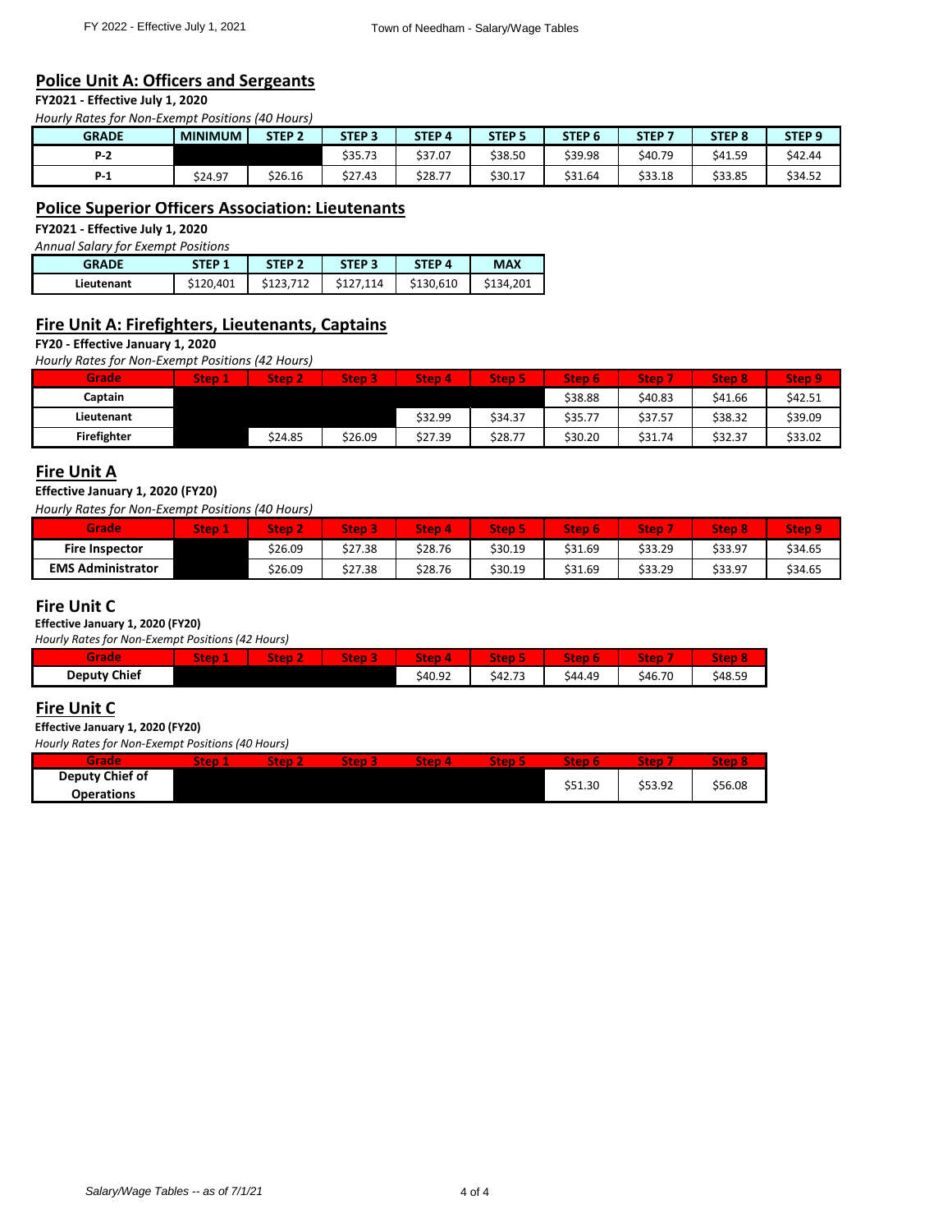## Police Unit A: Officers and Sergeants

**FY2021 - Effective July 1, 2020**

*Hourly Rates for Non-Exempt Positions (40 Hours)*

| GRADE | MINIMUM | STEP 2 | STEP 3 | STEP 4 | STEP 5 | STEP 6 | STEP 7 | STEP 8 | STEP 9 |
|---|---|---|---|---|---|---|---|---|---|
| P-2 | | | $35.73 | $37.07 | $38.50 | $39.98 | $40.79 | $41.59 | $42.44 |
| P-1 | $24.97 | $26.16 | $27.43 | $28.77 | $30.17 | $31.64 | $33.18 | $33.85 | $34.52 |

## Police Superior Officers Association: Lieutenants

**FY2021 - Effective July 1, 2020**

*Annual Salary for Exempt Positions*

| GRADE | STEP 1 | STEP 2 | STEP 3 | STEP 4 | MAX |
|---|---|---|---|---|---|
| Lieutenant | $120,401 | $123,712 | $127,114 | $130,610 | $134,201 |

## Fire Unit A: Firefighters, Lieutenants, Captains

**FY20 - Effective January 1, 2020**

*Hourly Rates for Non-Exempt Positions (42 Hours)*

| Grade | Step 1 | Step 2 | Step 3 | Step 4 | Step 5 | Step 6 | Step 7 | Step 8 | Step 9 |
|---|---|---|---|---|---|---|---|---|---|
| Captain | | | | | | $38.88 | $40.83 | $41.66 | $42.51 |
| Lieutenant | | | | $32.99 | $34.37 | $35.77 | $37.57 | $38.32 | $39.09 |
| Firefighter | | $24.85 | $26.09 | $27.39 | $28.77 | $30.20 | $31.74 | $32.37 | $33.02 |

## Fire Unit A

**Effective January 1, 2020 (FY20)**

*Hourly Rates for Non-Exempt Positions (40 Hours)*

| Grade | Step 1 | Step 2 | Step 3 | Step 4 | Step 5 | Step 6 | Step 7 | Step 8 | Step 9 |
|---|---|---|---|---|---|---|---|---|---|
| Fire Inspector | | $26.09 | $27.38 | $28.76 | $30.19 | $31.69 | $33.29 | $33.97 | $34.65 |
| EMS Administrator | | $26.09 | $27.38 | $28.76 | $30.19 | $31.69 | $33.29 | $33.97 | $34.65 |

## Fire Unit C

**Effective January 1, 2020 (FY20)**

*Hourly Rates for Non-Exempt Positions (42 Hours)*

| Grade | Step 1 | Step 2 | Step 3 | Step 4 | Step 5 | Step 6 | Step 7 | Step 8 |
|---|---|---|---|---|---|---|---|---|
| Deputy Chief | | | | $40.92 | $42.73 | $44.49 | $46.70 | $48.59 |

## Fire Unit C

**Effective January 1, 2020 (FY20)**

*Hourly Rates for Non-Exempt Positions (40 Hours)*

| Grade | Step 1 | Step 2 | Step 3 | Step 4 | Step 5 | Step 6 | Step 7 | Step 8 |
|---|---|---|---|---|---|---|---|---|
| Deputy Chief of Operations | | | | | | $51.30 | $53.92 | $56.08 |